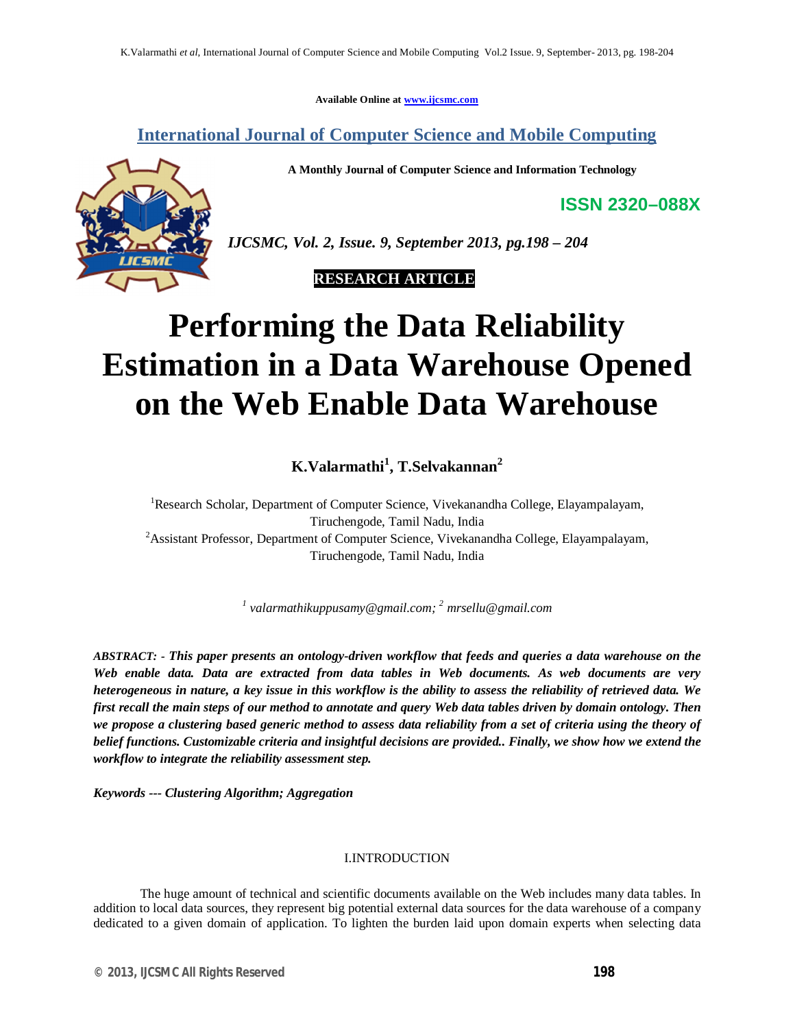Available Online at www.ijcsmc.com

## International Journal of Computer Science and Mobile Computing

**A Monthly Journal of Computer Science and Information Technology**

**ISSN 2320–088X**

*IJCSMC, Vol. 2, Issue. 9, September 2013, pg.198 – 204*

**RESEARCH ARTICLE**

# Performing the Data Reliability Estimation in a Data Warehouse Opened on the Web Enable Data Warehouse

**K.Valarmathi[1], T.Selvakannan[2]**

[1]Research Scholar, Department of Computer Science, Vivekanandha College, Elayampalayam, Tiruchengode, Tamil Nadu, India
[2]Assistant Professor, Department of Computer Science, Vivekanandha College, Elayampalayam, Tiruchengode, Tamil Nadu, India

*[1] valarmathikuppusamy@gmail.com; [2] mrsellu@gmail.com*

***ABSTRACT: - This paper presents an ontology-driven workflow that feeds and queries a data warehouse on the Web enable data. Data are extracted from data tables in Web documents. As web documents are very heterogeneous in nature, a key issue in this workflow is the ability to assess the reliability of retrieved data. We first recall the main steps of our method to annotate and query Web data tables driven by domain ontology. Then we propose a clustering based generic method to assess data reliability from a set of criteria using the theory of belief functions. Customizable criteria and insightful decisions are provided.. Finally, we show how we extend the workflow to integrate the reliability assessment step.***

***Keywords --- Clustering Algorithm; Aggregation***

## I.INTRODUCTION

The huge amount of technical and scientific documents available on the Web includes many data tables. In addition to local data sources, they represent big potential external data sources for the data warehouse of a company dedicated to a given domain of application. To lighten the burden laid upon domain experts when selecting data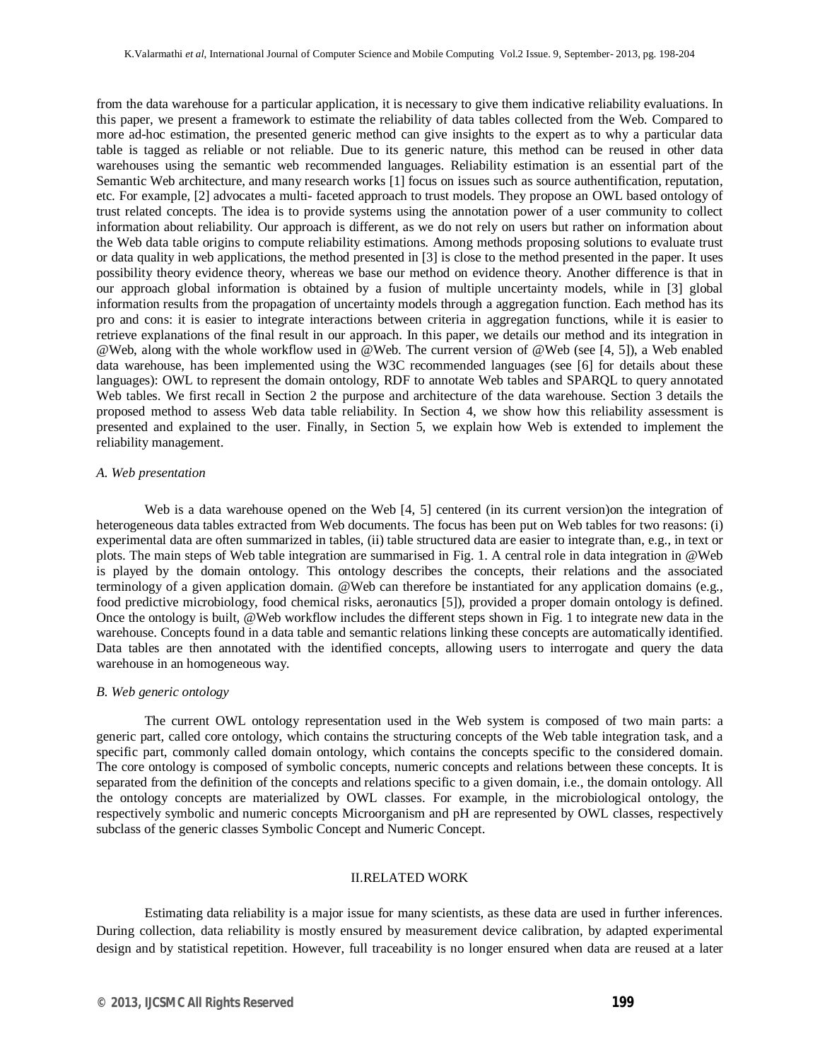from the data warehouse for a particular application, it is necessary to give them indicative reliability evaluations. In this paper, we present a framework to estimate the reliability of data tables collected from the Web. Compared to more ad-hoc estimation, the presented generic method can give insights to the expert as to why a particular data table is tagged as reliable or not reliable. Due to its generic nature, this method can be reused in other data warehouses using the semantic web recommended languages. Reliability estimation is an essential part of the Semantic Web architecture, and many research works [1] focus on issues such as source authentification, reputation, etc. For example, [2] advocates a multi- faceted approach to trust models. They propose an OWL based ontology of trust related concepts. The idea is to provide systems using the annotation power of a user community to collect information about reliability. Our approach is different, as we do not rely on users but rather on information about the Web data table origins to compute reliability estimations. Among methods proposing solutions to evaluate trust or data quality in web applications, the method presented in [3] is close to the method presented in the paper. It uses possibility theory evidence theory, whereas we base our method on evidence theory. Another difference is that in our approach global information is obtained by a fusion of multiple uncertainty models, while in [3] global information results from the propagation of uncertainty models through a aggregation function. Each method has its pro and cons: it is easier to integrate interactions between criteria in aggregation functions, while it is easier to retrieve explanations of the final result in our approach. In this paper, we details our method and its integration in @Web, along with the whole workflow used in @Web. The current version of @Web (see [4, 5]), a Web enabled data warehouse, has been implemented using the W3C recommended languages (see [6] for details about these languages): OWL to represent the domain ontology, RDF to annotate Web tables and SPARQL to query annotated Web tables. We first recall in Section 2 the purpose and architecture of the data warehouse. Section 3 details the proposed method to assess Web data table reliability. In Section 4, we show how this reliability assessment is presented and explained to the user. Finally, in Section 5, we explain how Web is extended to implement the reliability management.

### *A. Web presentation*

Web is a data warehouse opened on the Web [4, 5] centered (in its current version)on the integration of heterogeneous data tables extracted from Web documents. The focus has been put on Web tables for two reasons: (i) experimental data are often summarized in tables, (ii) table structured data are easier to integrate than, e.g., in text or plots. The main steps of Web table integration are summarised in Fig. 1. A central role in data integration in @Web is played by the domain ontology. This ontology describes the concepts, their relations and the associated terminology of a given application domain. @Web can therefore be instantiated for any application domains (e.g., food predictive microbiology, food chemical risks, aeronautics [5]), provided a proper domain ontology is defined. Once the ontology is built, @Web workflow includes the different steps shown in Fig. 1 to integrate new data in the warehouse. Concepts found in a data table and semantic relations linking these concepts are automatically identified. Data tables are then annotated with the identified concepts, allowing users to interrogate and query the data warehouse in an homogeneous way.

### *B. Web generic ontology*

The current OWL ontology representation used in the Web system is composed of two main parts: a generic part, called core ontology, which contains the structuring concepts of the Web table integration task, and a specific part, commonly called domain ontology, which contains the concepts specific to the considered domain. The core ontology is composed of symbolic concepts, numeric concepts and relations between these concepts. It is separated from the definition of the concepts and relations specific to a given domain, i.e., the domain ontology. All the ontology concepts are materialized by OWL classes. For example, in the microbiological ontology, the respectively symbolic and numeric concepts Microorganism and pH are represented by OWL classes, respectively subclass of the generic classes Symbolic Concept and Numeric Concept.

## II.RELATED WORK

Estimating data reliability is a major issue for many scientists, as these data are used in further inferences. During collection, data reliability is mostly ensured by measurement device calibration, by adapted experimental design and by statistical repetition. However, full traceability is no longer ensured when data are reused at a later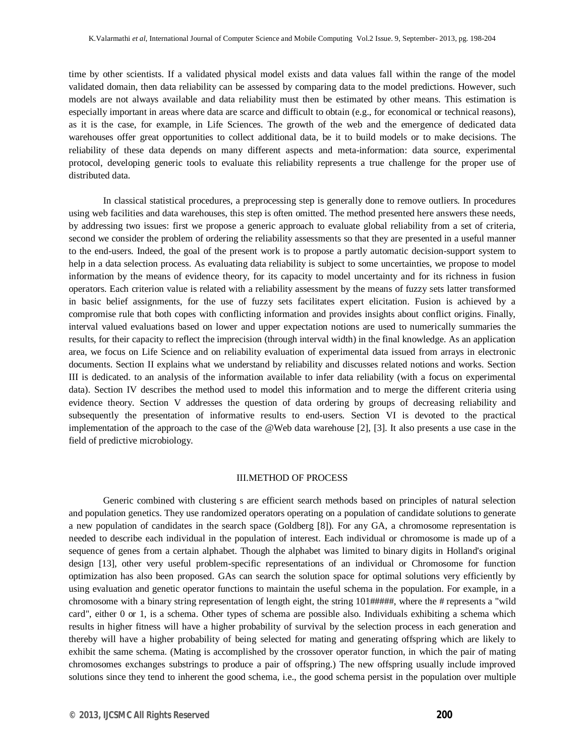time by other scientists. If a validated physical model exists and data values fall within the range of the model validated domain, then data reliability can be assessed by comparing data to the model predictions. However, such models are not always available and data reliability must then be estimated by other means. This estimation is especially important in areas where data are scarce and difficult to obtain (e.g., for economical or technical reasons), as it is the case, for example, in Life Sciences. The growth of the web and the emergence of dedicated data warehouses offer great opportunities to collect additional data, be it to build models or to make decisions. The reliability of these data depends on many different aspects and meta-information: data source, experimental protocol, developing generic tools to evaluate this reliability represents a true challenge for the proper use of distributed data.

In classical statistical procedures, a preprocessing step is generally done to remove outliers. In procedures using web facilities and data warehouses, this step is often omitted. The method presented here answers these needs, by addressing two issues: first we propose a generic approach to evaluate global reliability from a set of criteria, second we consider the problem of ordering the reliability assessments so that they are presented in a useful manner to the end-users. Indeed, the goal of the present work is to propose a partly automatic decision-support system to help in a data selection process. As evaluating data reliability is subject to some uncertainties, we propose to model information by the means of evidence theory, for its capacity to model uncertainty and for its richness in fusion operators. Each criterion value is related with a reliability assessment by the means of fuzzy sets latter transformed in basic belief assignments, for the use of fuzzy sets facilitates expert elicitation. Fusion is achieved by a compromise rule that both copes with conflicting information and provides insights about conflict origins. Finally, interval valued evaluations based on lower and upper expectation notions are used to numerically summaries the results, for their capacity to reflect the imprecision (through interval width) in the final knowledge. As an application area, we focus on Life Science and on reliability evaluation of experimental data issued from arrays in electronic documents. Section II explains what we understand by reliability and discusses related notions and works. Section III is dedicated. to an analysis of the information available to infer data reliability (with a focus on experimental data). Section IV describes the method used to model this information and to merge the different criteria using evidence theory. Section V addresses the question of data ordering by groups of decreasing reliability and subsequently the presentation of informative results to end-users. Section VI is devoted to the practical implementation of the approach to the case of the @Web data warehouse [2], [3]. It also presents a use case in the field of predictive microbiology.

## III.METHOD OF PROCESS

Generic combined with clustering s are efficient search methods based on principles of natural selection and population genetics. They use randomized operators operating on a population of candidate solutions to generate a new population of candidates in the search space (Goldberg [8]). For any GA, a chromosome representation is needed to describe each individual in the population of interest. Each individual or chromosome is made up of a sequence of genes from a certain alphabet. Though the alphabet was limited to binary digits in Holland's original design [13], other very useful problem-specific representations of an individual or Chromosome for function optimization has also been proposed. GAs can search the solution space for optimal solutions very efficiently by using evaluation and genetic operator functions to maintain the useful schema in the population. For example, in a chromosome with a binary string representation of length eight, the string 101#####, where the # represents a "wild card", either 0 or 1, is a schema. Other types of schema are possible also. Individuals exhibiting a schema which results in higher fitness will have a higher probability of survival by the selection process in each generation and thereby will have a higher probability of being selected for mating and generating offspring which are likely to exhibit the same schema. (Mating is accomplished by the crossover operator function, in which the pair of mating chromosomes exchanges substrings to produce a pair of offspring.) The new offspring usually include improved solutions since they tend to inherent the good schema, i.e., the good schema persist in the population over multiple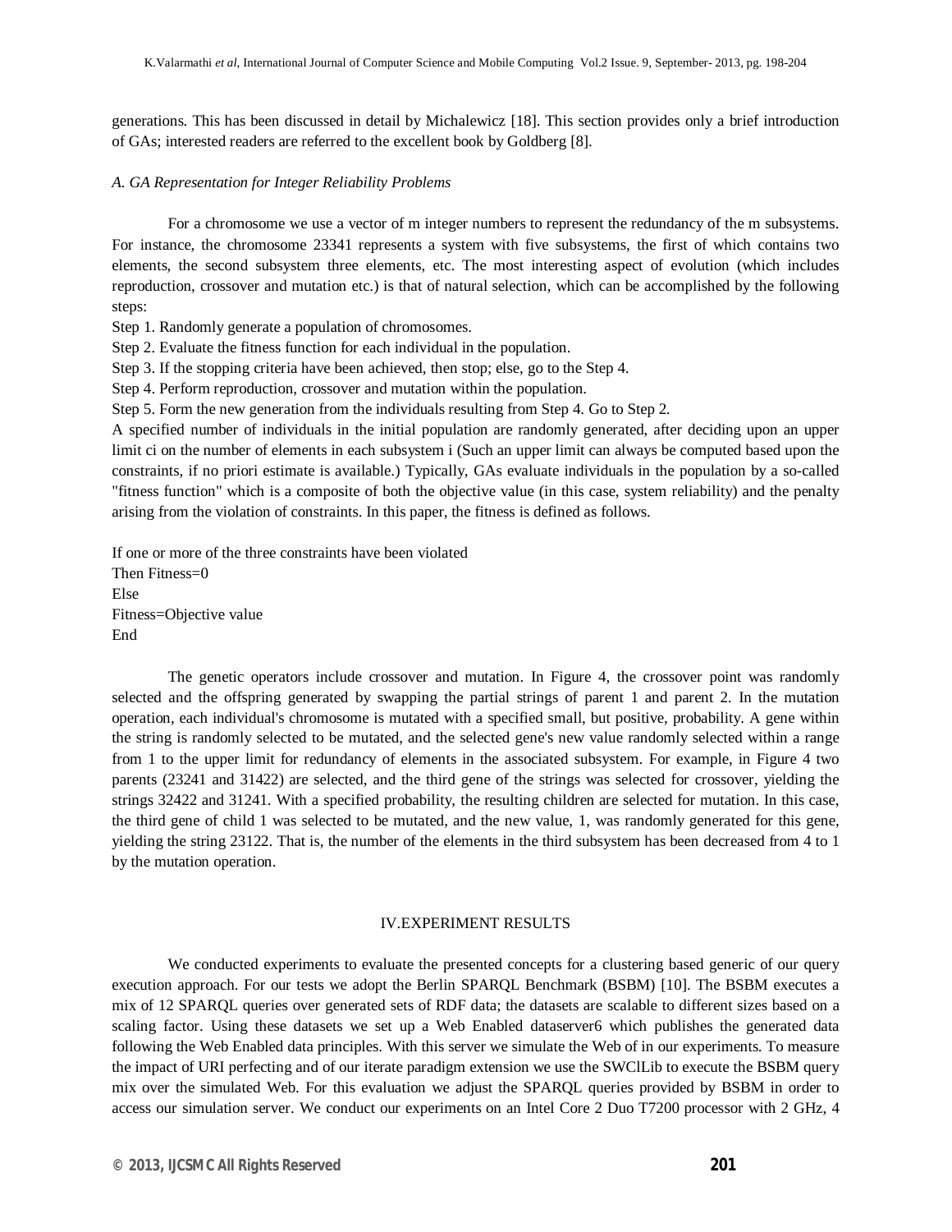generations. This has been discussed in detail by Michalewicz [18]. This section provides only a brief introduction of GAs; interested readers are referred to the excellent book by Goldberg [8].

### *A. GA Representation for Integer Reliability Problems*

For a chromosome we use a vector of m integer numbers to represent the redundancy of the m subsystems. For instance, the chromosome 23341 represents a system with five subsystems, the first of which contains two elements, the second subsystem three elements, etc. The most interesting aspect of evolution (which includes reproduction, crossover and mutation etc.) is that of natural selection, which can be accomplished by the following steps:

Step 1. Randomly generate a population of chromosomes.
Step 2. Evaluate the fitness function for each individual in the population.
Step 3. If the stopping criteria have been achieved, then stop; else, go to the Step 4.
Step 4. Perform reproduction, crossover and mutation within the population.
Step 5. Form the new generation from the individuals resulting from Step 4. Go to Step 2.

A specified number of individuals in the initial population are randomly generated, after deciding upon an upper limit ci on the number of elements in each subsystem i (Such an upper limit can always be computed based upon the constraints, if no priori estimate is available.) Typically, GAs evaluate individuals in the population by a so-called "fitness function" which is a composite of both the objective value (in this case, system reliability) and the penalty arising from the violation of constraints. In this paper, the fitness is defined as follows.

If one or more of the three constraints have been violated
Then Fitness=0
Else
Fitness=Objective value
End

The genetic operators include crossover and mutation. In Figure 4, the crossover point was randomly selected and the offspring generated by swapping the partial strings of parent 1 and parent 2. In the mutation operation, each individual's chromosome is mutated with a specified small, but positive, probability. A gene within the string is randomly selected to be mutated, and the selected gene's new value randomly selected within a range from 1 to the upper limit for redundancy of elements in the associated subsystem. For example, in Figure 4 two parents (23241 and 31422) are selected, and the third gene of the strings was selected for crossover, yielding the strings 32422 and 31241. With a specified probability, the resulting children are selected for mutation. In this case, the third gene of child 1 was selected to be mutated, and the new value, 1, was randomly generated for this gene, yielding the string 23122. That is, the number of the elements in the third subsystem has been decreased from 4 to 1 by the mutation operation.

## IV.EXPERIMENT RESULTS

We conducted experiments to evaluate the presented concepts for a clustering based generic of our query execution approach. For our tests we adopt the Berlin SPARQL Benchmark (BSBM) [10]. The BSBM executes a mix of 12 SPARQL queries over generated sets of RDF data; the datasets are scalable to different sizes based on a scaling factor. Using these datasets we set up a Web Enabled dataserver6 which publishes the generated data following the Web Enabled data principles. With this server we simulate the Web of in our experiments. To measure the impact of URI perfecting and of our iterate paradigm extension we use the SWClLib to execute the BSBM query mix over the simulated Web. For this evaluation we adjust the SPARQL queries provided by BSBM in order to access our simulation server. We conduct our experiments on an Intel Core 2 Duo T7200 processor with 2 GHz, 4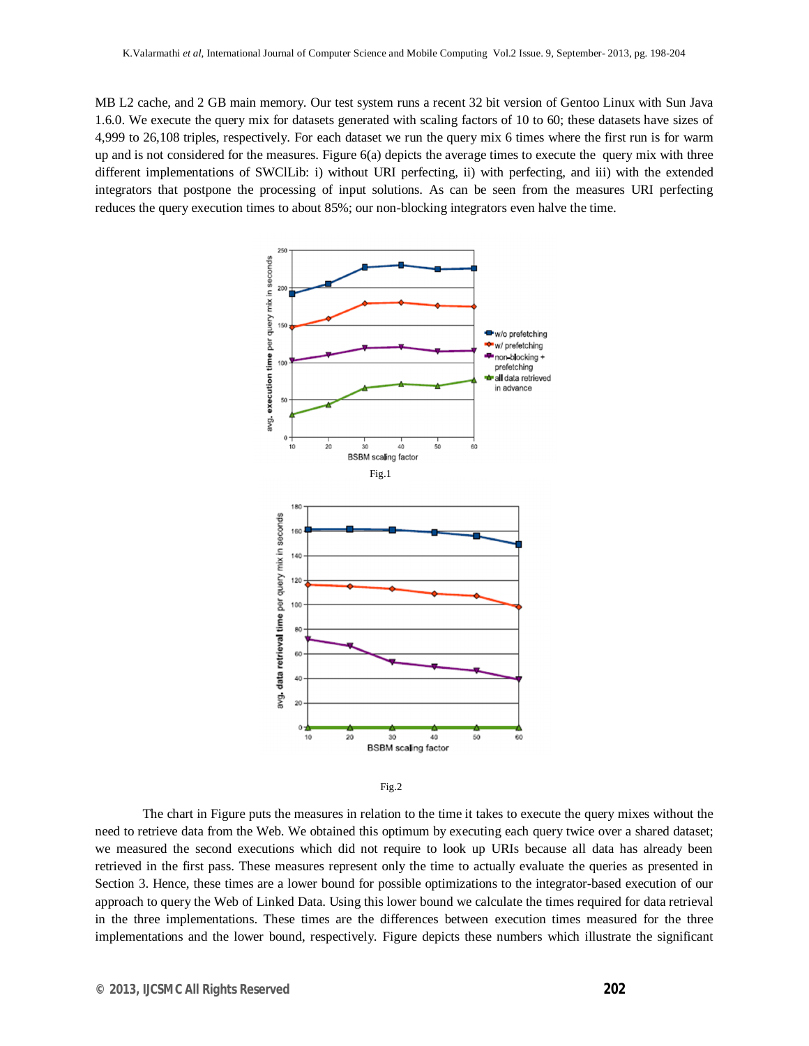MB L2 cache, and 2 GB main memory. Our test system runs a recent 32 bit version of Gentoo Linux with Sun Java 1.6.0. We execute the query mix for datasets generated with scaling factors of 10 to 60; these datasets have sizes of 4,999 to 26,108 triples, respectively. For each dataset we run the query mix 6 times where the first run is for warm up and is not considered for the measures. Figure 6(a) depicts the average times to execute the query mix with three different implementations of SWClLib: i) without URI perfecting, ii) with perfecting, and iii) with the extended integrators that postpone the processing of input solutions. As can be seen from the measures URI perfecting reduces the query execution times to about 85%; our non-blocking integrators even halve the time.

avg. execution time per query mix in seconds
250
200
150
100
50
0
10 20 30 40 50 60
BSBM scaling factor
w/o prefetching
w/ prefetching
non-blocking + prefetching
all data retrieved in advance

Fig.1

avg. data retrieval time per query mix in seconds
180
160
140
120
100
80
60
40
20
0
10 20 30 40 50 60
BSBM scaling factor

Fig.2

The chart in Figure puts the measures in relation to the time it takes to execute the query mixes without the need to retrieve data from the Web. We obtained this optimum by executing each query twice over a shared dataset; we measured the second executions which did not require to look up URIs because all data has already been retrieved in the first pass. These measures represent only the time to actually evaluate the queries as presented in Section 3. Hence, these times are a lower bound for possible optimizations to the integrator-based execution of our approach to query the Web of Linked Data. Using this lower bound we calculate the times required for data retrieval in the three implementations. These times are the differences between execution times measured for the three implementations and the lower bound, respectively. Figure depicts these numbers which illustrate the significant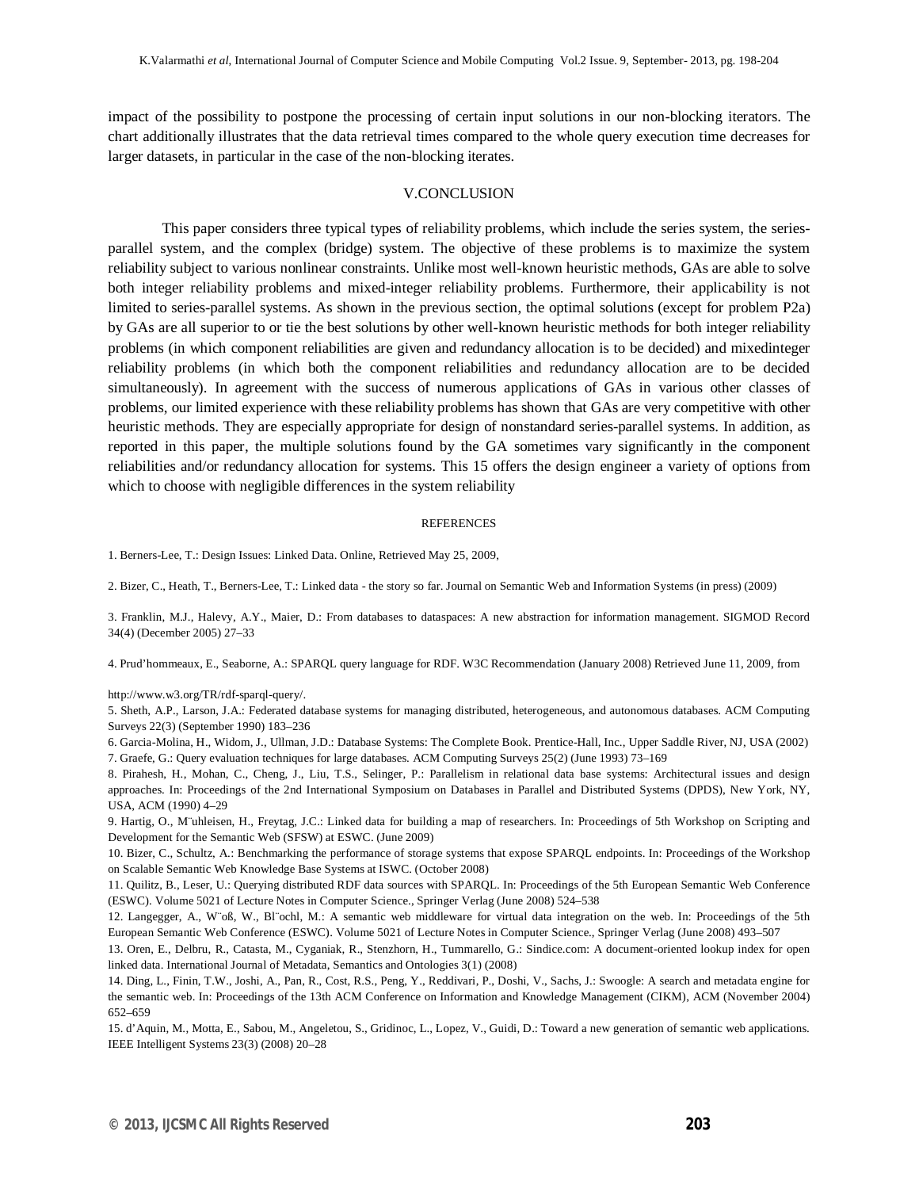impact of the possibility to postpone the processing of certain input solutions in our non-blocking iterators. The chart additionally illustrates that the data retrieval times compared to the whole query execution time decreases for larger datasets, in particular in the case of the non-blocking iterates.

## V.CONCLUSION

This paper considers three typical types of reliability problems, which include the series system, the series-parallel system, and the complex (bridge) system. The objective of these problems is to maximize the system reliability subject to various nonlinear constraints. Unlike most well-known heuristic methods, GAs are able to solve both integer reliability problems and mixed-integer reliability problems. Furthermore, their applicability is not limited to series-parallel systems. As shown in the previous section, the optimal solutions (except for problem P2a) by GAs are all superior to or tie the best solutions by other well-known heuristic methods for both integer reliability problems (in which component reliabilities are given and redundancy allocation is to be decided) and mixedinteger reliability problems (in which both the component reliabilities and redundancy allocation are to be decided simultaneously). In agreement with the success of numerous applications of GAs in various other classes of problems, our limited experience with these reliability problems has shown that GAs are very competitive with other heuristic methods. They are especially appropriate for design of nonstandard series-parallel systems. In addition, as reported in this paper, the multiple solutions found by the GA sometimes vary significantly in the component reliabilities and/or redundancy allocation for systems. This 15 offers the design engineer a variety of options from which to choose with negligible differences in the system reliability

## REFERENCES

1. Berners-Lee, T.: Design Issues: Linked Data. Online, Retrieved May 25, 2009,

2. Bizer, C., Heath, T., Berners-Lee, T.: Linked data - the story so far. Journal on Semantic Web and Information Systems (in press) (2009)

3. Franklin, M.J., Halevy, A.Y., Maier, D.: From databases to dataspaces: A new abstraction for information management. SIGMOD Record 34(4) (December 2005) 27–33

4. Prud'hommeaux, E., Seaborne, A.: SPARQL query language for RDF. W3C Recommendation (January 2008) Retrieved June 11, 2009, from

http://www.w3.org/TR/rdf-sparql-query/.

5. Sheth, A.P., Larson, J.A.: Federated database systems for managing distributed, heterogeneous, and autonomous databases. ACM Computing Surveys 22(3) (September 1990) 183–236

6. Garcia-Molina, H., Widom, J., Ullman, J.D.: Database Systems: The Complete Book. Prentice-Hall, Inc., Upper Saddle River, NJ, USA (2002)

7. Graefe, G.: Query evaluation techniques for large databases. ACM Computing Surveys 25(2) (June 1993) 73–169

8. Pirahesh, H., Mohan, C., Cheng, J., Liu, T.S., Selinger, P.: Parallelism in relational data base systems: Architectural issues and design approaches. In: Proceedings of the 2nd International Symposium on Databases in Parallel and Distributed Systems (DPDS), New York, NY, USA, ACM (1990) 4–29

9. Hartig, O., M¨uhleisen, H., Freytag, J.C.: Linked data for building a map of researchers. In: Proceedings of 5th Workshop on Scripting and Development for the Semantic Web (SFSW) at ESWC. (June 2009)

10. Bizer, C., Schultz, A.: Benchmarking the performance of storage systems that expose SPARQL endpoints. In: Proceedings of the Workshop on Scalable Semantic Web Knowledge Base Systems at ISWC. (October 2008)

11. Quilitz, B., Leser, U.: Querying distributed RDF data sources with SPARQL. In: Proceedings of the 5th European Semantic Web Conference (ESWC). Volume 5021 of Lecture Notes in Computer Science., Springer Verlag (June 2008) 524–538

12. Langegger, A., W¨oß, W., Bl¨ochl, M.: A semantic web middleware for virtual data integration on the web. In: Proceedings of the 5th European Semantic Web Conference (ESWC). Volume 5021 of Lecture Notes in Computer Science., Springer Verlag (June 2008) 493–507

13. Oren, E., Delbru, R., Catasta, M., Cyganiak, R., Stenzhorn, H., Tummarello, G.: Sindice.com: A document-oriented lookup index for open linked data. International Journal of Metadata, Semantics and Ontologies 3(1) (2008)

14. Ding, L., Finin, T.W., Joshi, A., Pan, R., Cost, R.S., Peng, Y., Reddivari, P., Doshi, V., Sachs, J.: Swoogle: A search and metadata engine for the semantic web. In: Proceedings of the 13th ACM Conference on Information and Knowledge Management (CIKM), ACM (November 2004) 652–659

15. d'Aquin, M., Motta, E., Sabou, M., Angeletou, S., Gridinoc, L., Lopez, V., Guidi, D.: Toward a new generation of semantic web applications. IEEE Intelligent Systems 23(3) (2008) 20–28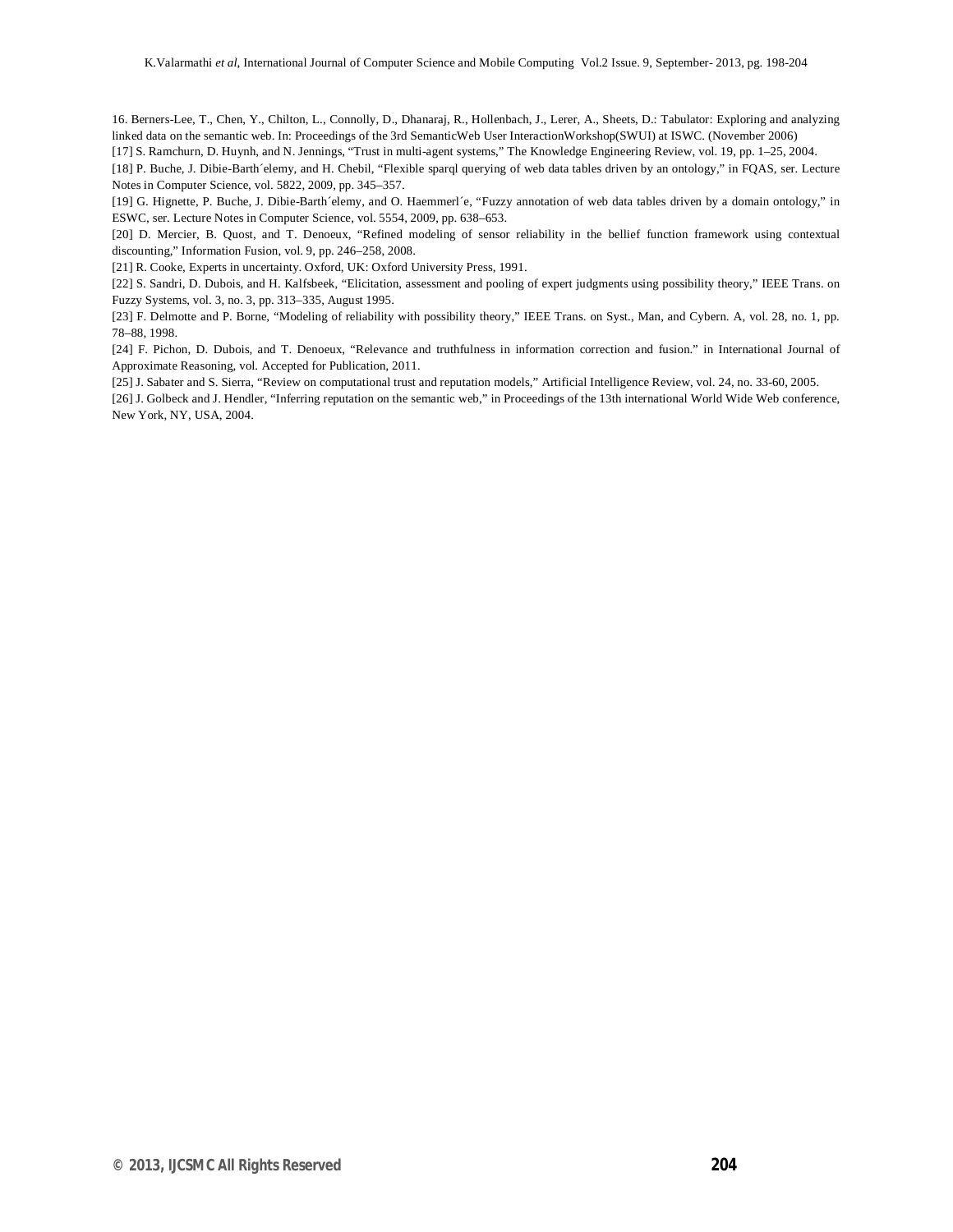16. Berners-Lee, T., Chen, Y., Chilton, L., Connolly, D., Dhanaraj, R., Hollenbach, J., Lerer, A., Sheets, D.: Tabulator: Exploring and analyzing linked data on the semantic web. In: Proceedings of the 3rd SemanticWeb User InteractionWorkshop(SWUI) at ISWC. (November 2006)

[17] S. Ramchurn, D. Huynh, and N. Jennings, "Trust in multi-agent systems," The Knowledge Engineering Review, vol. 19, pp. 1–25, 2004.

[18] P. Buche, J. Dibie-Barth´elemy, and H. Chebil, "Flexible sparql querying of web data tables driven by an ontology," in FQAS, ser. Lecture Notes in Computer Science, vol. 5822, 2009, pp. 345–357.

[19] G. Hignette, P. Buche, J. Dibie-Barth´elemy, and O. Haemmerl´e, "Fuzzy annotation of web data tables driven by a domain ontology," in ESWC, ser. Lecture Notes in Computer Science, vol. 5554, 2009, pp. 638–653.

[20] D. Mercier, B. Quost, and T. Denoeux, "Refined modeling of sensor reliability in the bellief function framework using contextual discounting," Information Fusion, vol. 9, pp. 246–258, 2008.

[21] R. Cooke, Experts in uncertainty. Oxford, UK: Oxford University Press, 1991.

[22] S. Sandri, D. Dubois, and H. Kalfsbeek, "Elicitation, assessment and pooling of expert judgments using possibility theory," IEEE Trans. on Fuzzy Systems, vol. 3, no. 3, pp. 313–335, August 1995.

[23] F. Delmotte and P. Borne, "Modeling of reliability with possibility theory," IEEE Trans. on Syst., Man, and Cybern. A, vol. 28, no. 1, pp. 78–88, 1998.

[24] F. Pichon, D. Dubois, and T. Denoeux, "Relevance and truthfulness in information correction and fusion." in International Journal of Approximate Reasoning, vol. Accepted for Publication, 2011.

[25] J. Sabater and S. Sierra, "Review on computational trust and reputation models," Artificial Intelligence Review, vol. 24, no. 33-60, 2005.

[26] J. Golbeck and J. Hendler, "Inferring reputation on the semantic web," in Proceedings of the 13th international World Wide Web conference, New York, NY, USA, 2004.